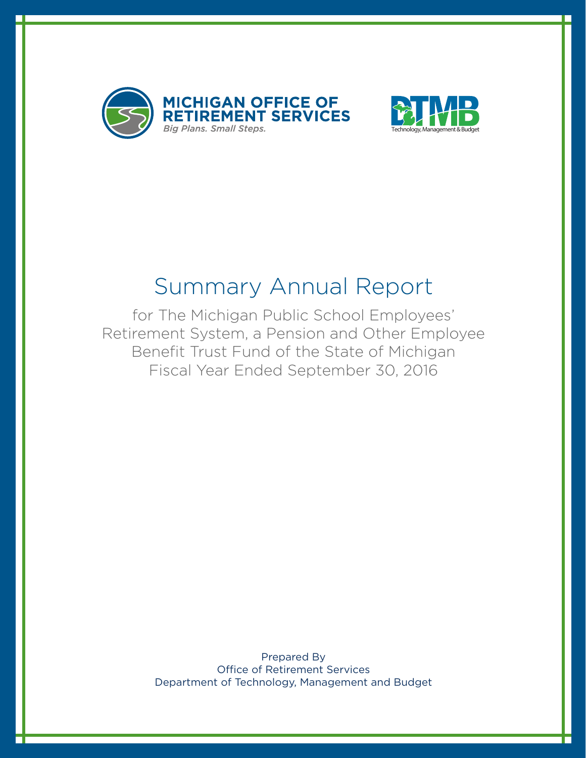MICHIGAN OFFICE OF RETIREMENT SERVICES

*Big Plans. Small Steps.*

DTMB

Technology, Management & Budget

# Summary Annual Report

for The Michigan Public School Employees' Retirement System, a Pension and Other Employee Benefit Trust Fund of the State of Michigan
Fiscal Year Ended September 30, 2016

Prepared By
Office of Retirement Services
Department of Technology, Management and Budget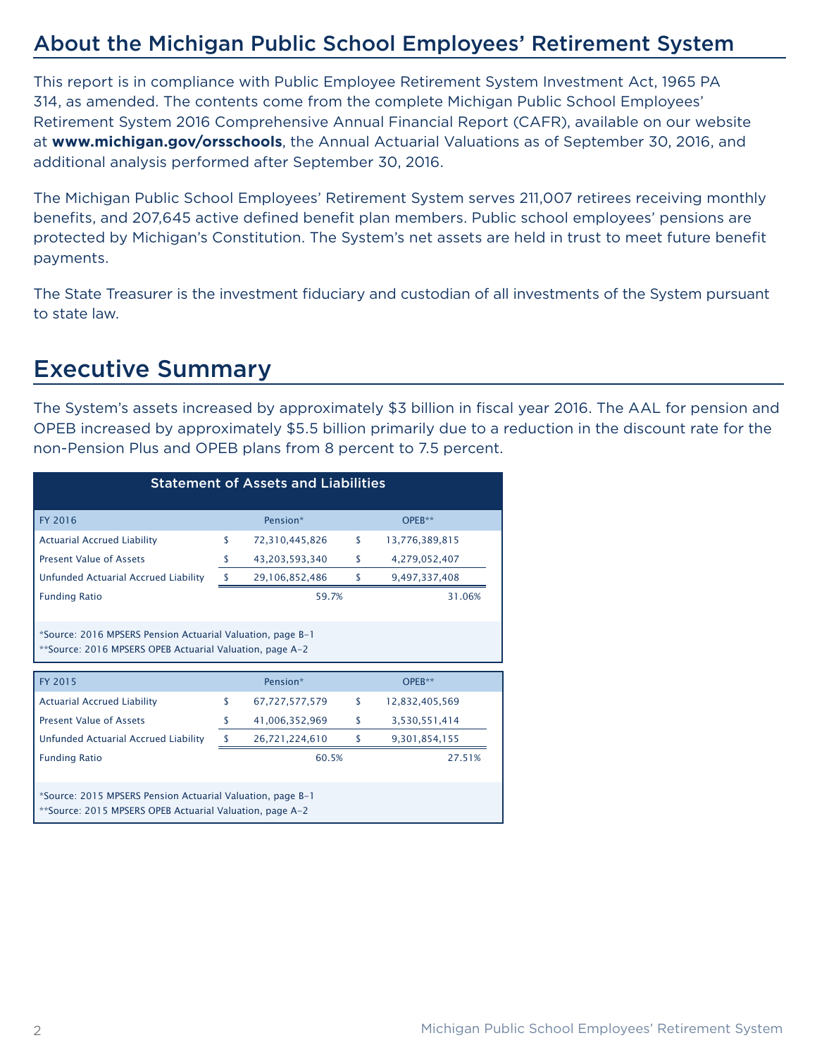## About the Michigan Public School Employees' Retirement System

This report is in compliance with Public Employee Retirement System Investment Act, 1965 PA 314, as amended. The contents come from the complete Michigan Public School Employees' Retirement System 2016 Comprehensive Annual Financial Report (CAFR), available on our website at **www.michigan.gov/orsschools**, the Annual Actuarial Valuations as of September 30, 2016, and additional analysis performed after September 30, 2016.

The Michigan Public School Employees' Retirement System serves 211,007 retirees receiving monthly benefits, and 207,645 active defined benefit plan members. Public school employees' pensions are protected by Michigan's Constitution. The System's net assets are held in trust to meet future benefit payments.

The State Treasurer is the investment fiduciary and custodian of all investments of the System pursuant to state law.

## Executive Summary

The System's assets increased by approximately $3 billion in fiscal year 2016. The AAL for pension and OPEB increased by approximately $5.5 billion primarily due to a reduction in the discount rate for the non-Pension Plus and OPEB plans from 8 percent to 7.5 percent.

**Statement of Assets and Liabilities**

| FY 2016 | Pension* | OPEB** |
|---|---|---|
| Actuarial Accrued Liability | $ 72,310,445,826 | $ 13,776,389,815 |
| Present Value of Assets | $ 43,203,593,340 | $ 4,279,052,407 |
| Unfunded Actuarial Accrued Liability | $ 29,106,852,486 | $ 9,497,337,408 |
| Funding Ratio | 59.7% | 31.06% |

*Source: 2016 MPSERS Pension Actuarial Valuation, page B-1
**Source: 2016 MPSERS OPEB Actuarial Valuation, page A-2

| FY 2015 | Pension* | OPEB** |
|---|---|---|
| Actuarial Accrued Liability | $ 67,727,577,579 | $ 12,832,405,569 |
| Present Value of Assets | $ 41,006,352,969 | $ 3,530,551,414 |
| Unfunded Actuarial Accrued Liability | $ 26,721,224,610 | $ 9,301,854,155 |
| Funding Ratio | 60.5% | 27.51% |

*Source: 2015 MPSERS Pension Actuarial Valuation, page B-1
**Source: 2015 MPSERS OPEB Actuarial Valuation, page A-2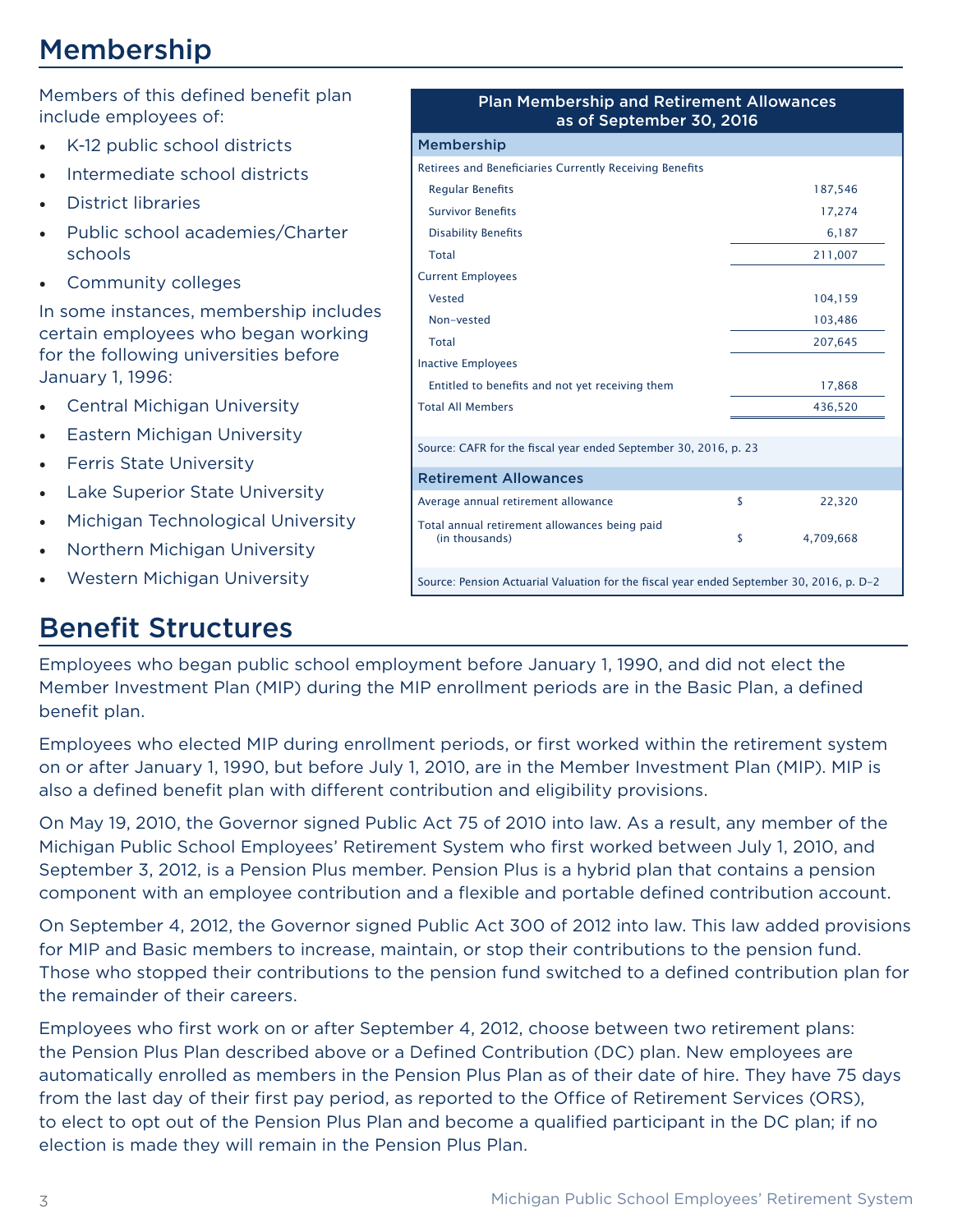# Membership

Members of this defined benefit plan include employees of:

- K-12 public school districts
- Intermediate school districts
- District libraries
- Public school academies/Charter schools
- Community colleges

In some instances, membership includes certain employees who began working for the following universities before January 1, 1996:

- Central Michigan University
- Eastern Michigan University
- Ferris State University
- Lake Superior State University
- Michigan Technological University
- Northern Michigan University
- Western Michigan University

**Plan Membership and Retirement Allowances as of September 30, 2016**

| Membership | | |
|---|---|---|
| Retirees and Beneficiaries Currently Receiving Benefits | | |
| Regular Benefits | | 187,546 |
| Survivor Benefits | | 17,274 |
| Disability Benefits | | 6,187 |
| Total | | 211,007 |
| Current Employees | | |
| Vested | | 104,159 |
| Non-vested | | 103,486 |
| Total | | 207,645 |
| Inactive Employees | | |
| Entitled to benefits and not yet receiving them | | 17,868 |
| Total All Members | | 436,520 |
| Source: CAFR for the fiscal year ended September 30, 2016, p. 23 | | |
| **Retirement Allowances** | | |
| Average annual retirement allowance | $ | 22,320 |
| Total annual retirement allowances being paid (in thousands) | $ | 4,709,668 |
| Source: Pension Actuarial Valuation for the fiscal year ended September 30, 2016, p. D-2 | | |

# Benefit Structures

Employees who began public school employment before January 1, 1990, and did not elect the Member Investment Plan (MIP) during the MIP enrollment periods are in the Basic Plan, a defined benefit plan.

Employees who elected MIP during enrollment periods, or first worked within the retirement system on or after January 1, 1990, but before July 1, 2010, are in the Member Investment Plan (MIP). MIP is also a defined benefit plan with different contribution and eligibility provisions.

On May 19, 2010, the Governor signed Public Act 75 of 2010 into law. As a result, any member of the Michigan Public School Employees' Retirement System who first worked between July 1, 2010, and September 3, 2012, is a Pension Plus member. Pension Plus is a hybrid plan that contains a pension component with an employee contribution and a flexible and portable defined contribution account.

On September 4, 2012, the Governor signed Public Act 300 of 2012 into law. This law added provisions for MIP and Basic members to increase, maintain, or stop their contributions to the pension fund. Those who stopped their contributions to the pension fund switched to a defined contribution plan for the remainder of their careers.

Employees who first work on or after September 4, 2012, choose between two retirement plans: the Pension Plus Plan described above or a Defined Contribution (DC) plan. New employees are automatically enrolled as members in the Pension Plus Plan as of their date of hire. They have 75 days from the last day of their first pay period, as reported to the Office of Retirement Services (ORS), to elect to opt out of the Pension Plus Plan and become a qualified participant in the DC plan; if no election is made they will remain in the Pension Plus Plan.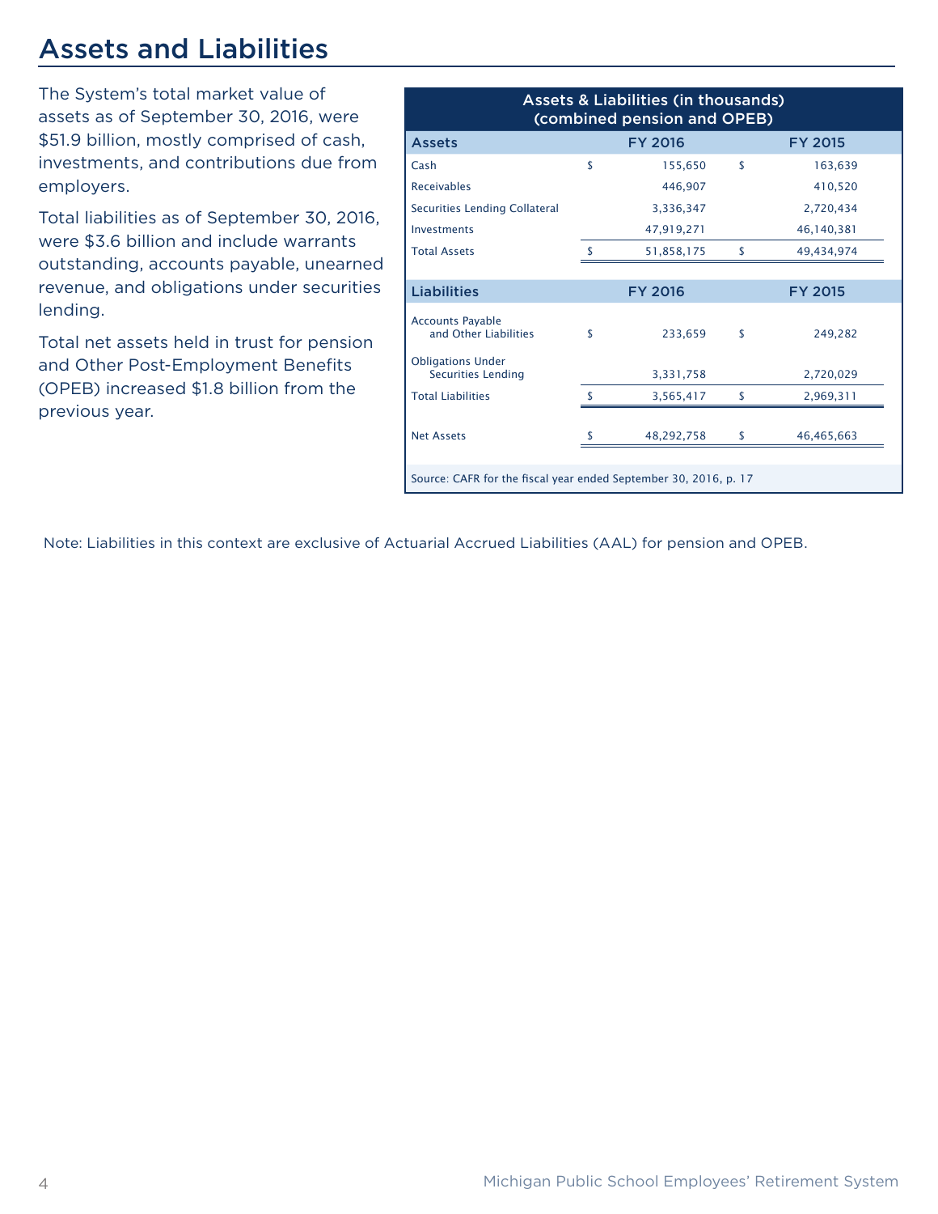# Assets and Liabilities

The System's total market value of assets as of September 30, 2016, were $51.9 billion, mostly comprised of cash, investments, and contributions due from employers.

Total liabilities as of September 30, 2016, were $3.6 billion and include warrants outstanding, accounts payable, unearned revenue, and obligations under securities lending.

Total net assets held in trust for pension and Other Post-Employment Benefits (OPEB) increased $1.8 billion from the previous year.

**Assets & Liabilities (in thousands) (combined pension and OPEB)**

| Assets | FY 2016 | FY 2015 |
|---|---|---|
| Cash | $ 155,650 | $ 163,639 |
| Receivables | 446,907 | 410,520 |
| Securities Lending Collateral | 3,336,347 | 2,720,434 |
| Investments | 47,919,271 | 46,140,381 |
| Total Assets | $ 51,858,175 | $ 49,434,974 |
| **Liabilities** | **FY 2016** | **FY 2015** |
| Accounts Payable and Other Liabilities | $ 233,659 | $ 249,282 |
| Obligations Under Securities Lending | 3,331,758 | 2,720,029 |
| Total Liabilities | $ 3,565,417 | $ 2,969,311 |
| Net Assets | $ 48,292,758 | $ 46,465,663 |

Source: CAFR for the fiscal year ended September 30, 2016, p. 17

Note: Liabilities in this context are exclusive of Actuarial Accrued Liabilities (AAL) for pension and OPEB.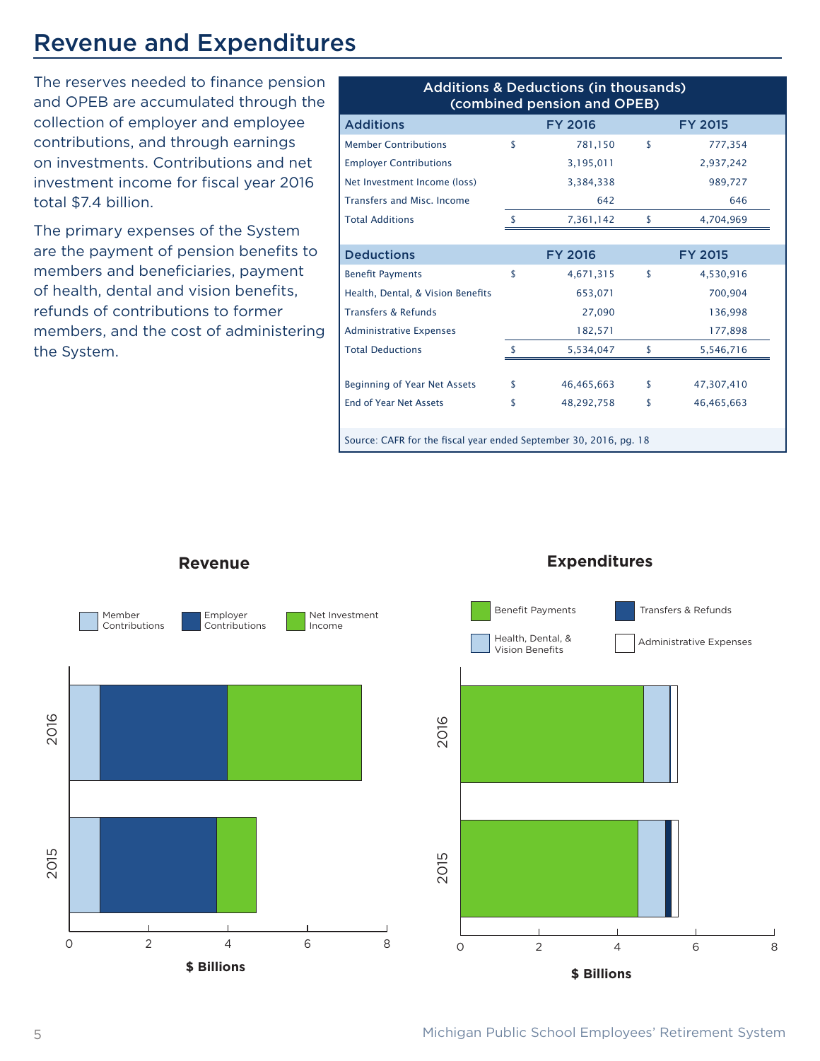# Revenue and Expenditures

The reserves needed to finance pension and OPEB are accumulated through the collection of employer and employee contributions, and through earnings on investments. Contributions and net investment income for fiscal year 2016 total $7.4 billion.

The primary expenses of the System are the payment of pension benefits to members and beneficiaries, payment of health, dental and vision benefits, refunds of contributions to former members, and the cost of administering the System.

**Additions & Deductions (in thousands) (combined pension and OPEB)**

| Additions | FY 2016 | FY 2015 |
|---|---|---|
| Member Contributions | $ 781,150 | $ 777,354 |
| Employer Contributions | 3,195,011 | 2,937,242 |
| Net Investment Income (loss) | 3,384,338 | 989,727 |
| Transfers and Misc. Income | 642 | 646 |
| Total Additions | $ 7,361,142 | $ 4,704,969 |
| **Deductions** | **FY 2016** | **FY 2015** |
| Benefit Payments | $ 4,671,315 | $ 4,530,916 |
| Health, Dental, & Vision Benefits | 653,071 | 700,904 |
| Transfers & Refunds | 27,090 | 136,998 |
| Administrative Expenses | 182,571 | 177,898 |
| Total Deductions | $ 5,534,047 | $ 5,546,716 |
| Beginning of Year Net Assets | $ 46,465,663 | $ 47,307,410 |
| End of Year Net Assets | $ 48,292,758 | $ 46,465,663 |

Source: CAFR for the fiscal year ended September 30, 2016, pg. 18

**Revenue**

Legend: Member Contributions, Employer Contributions, Net Investment Income

Years: 2016, 2015 — $ Billions (0, 2, 4, 6, 8)

**Expenditures**

Legend: Benefit Payments, Transfers & Refunds, Health, Dental, & Vision Benefits, Administrative Expenses

Years: 2016, 2015 — $ Billions (0, 2, 4, 6, 8)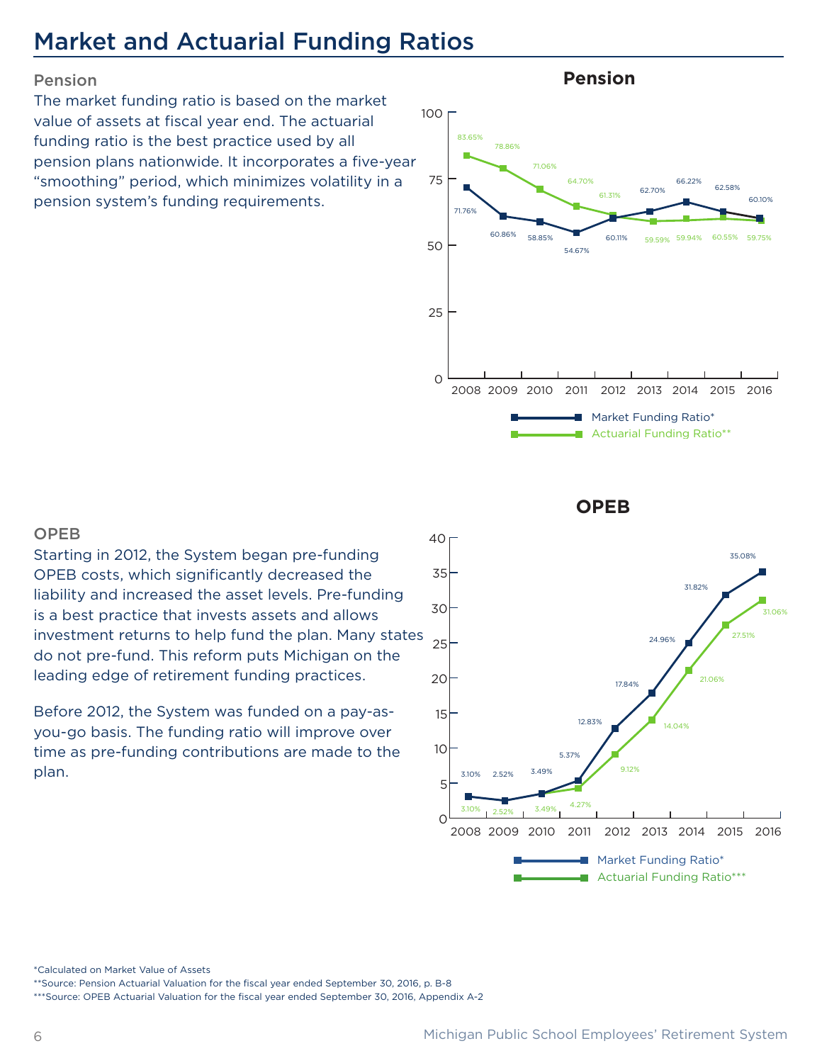# Market and Actuarial Funding Ratios

### Pension

The market funding ratio is based on the market value of assets at fiscal year end. The actuarial funding ratio is the best practice used by all pension plans nationwide. It incorporates a five-year "smoothing" period, which minimizes volatility in a pension system's funding requirements.

**Pension**

| Year | Market Funding Ratio* | Actuarial Funding Ratio** |
|---|---|---|
| 2008 | 71.76% | 83.65% |
| 2009 | 60.86% | 78.86% |
| 2010 | 58.85% | 71.06% |
| 2011 | 54.67% | 64.70% |
| 2012 | 60.11% | 61.31% |
| 2013 | 62.70% | 59.59% |
| 2014 | 66.22% | 59.94% |
| 2015 | 62.58% | 60.55% |
| 2016 | 60.10% | 59.75% |

### OPEB

Starting in 2012, the System began pre-funding OPEB costs, which significantly decreased the liability and increased the asset levels. Pre-funding is a best practice that invests assets and allows investment returns to help fund the plan. Many states do not pre-fund. This reform puts Michigan on the leading edge of retirement funding practices.

Before 2012, the System was funded on a pay-as-you-go basis. The funding ratio will improve over time as pre-funding contributions are made to the plan.

**OPEB**

| Year | Market Funding Ratio* | Actuarial Funding Ratio*** |
|---|---|---|
| 2008 | 3.10% | 3.10% |
| 2009 | 2.52% | 2.52% |
| 2010 | 3.49% | 3.49% |
| 2011 | 5.37% | 4.27% |
| 2012 | 12.83% | 9.12% |
| 2013 | 17.84% | 14.04% |
| 2014 | 24.96% | 21.06% |
| 2015 | 31.82% | 27.51% |
| 2016 | 35.08% | 31.06% |

*Calculated on Market Value of Assets

**Source: Pension Actuarial Valuation for the fiscal year ended September 30, 2016, p. B-8

***Source: OPEB Actuarial Valuation for the fiscal year ended September 30, 2016, Appendix A-2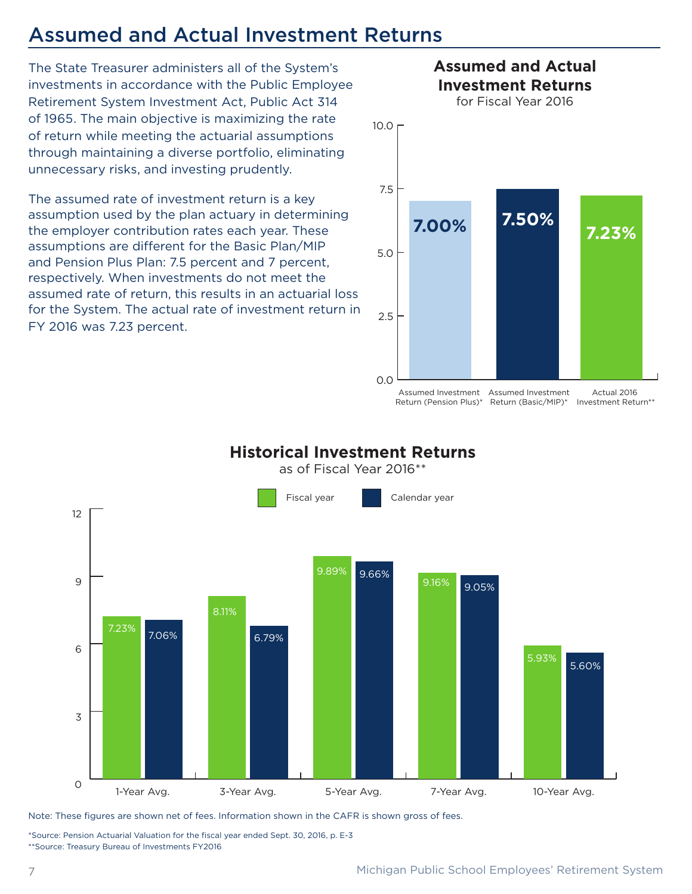# Assumed and Actual Investment Returns

The State Treasurer administers all of the System's investments in accordance with the Public Employee Retirement System Investment Act, Public Act 314 of 1965. The main objective is maximizing the rate of return while meeting the actuarial assumptions through maintaining a diverse portfolio, eliminating unnecessary risks, and investing prudently.

The assumed rate of investment return is a key assumption used by the plan actuary in determining the employer contribution rates each year. These assumptions are different for the Basic Plan/MIP and Pension Plus Plan: 7.5 percent and 7 percent, respectively. When investments do not meet the assumed rate of return, this results in an actuarial loss for the System. The actual rate of investment return in FY 2016 was 7.23 percent.

**Assumed and Actual Investment Returns**
for Fiscal Year 2016

| | Return |
|---|---|
| Assumed Investment Return (Pension Plus)* | 7.00% |
| Assumed Investment Return (Basic/MIP)* | 7.50% |
| Actual 2016 Investment Return** | 7.23% |

**Historical Investment Returns**
as of Fiscal Year 2016**

| | Fiscal year | Calendar year |
|---|---|---|
| 1-Year Avg. | 7.23% | 7.06% |
| 3-Year Avg. | 8.11% | 6.79% |
| 5-Year Avg. | 9.89% | 9.66% |
| 7-Year Avg. | 9.16% | 9.05% |
| 10-Year Avg. | 5.93% | 5.60% |

Note: These figures are shown net of fees. Information shown in the CAFR is shown gross of fees.

*Source: Pension Actuarial Valuation for the fiscal year ended Sept. 30, 2016, p. E-3
**Source: Treasury Bureau of Investments FY2016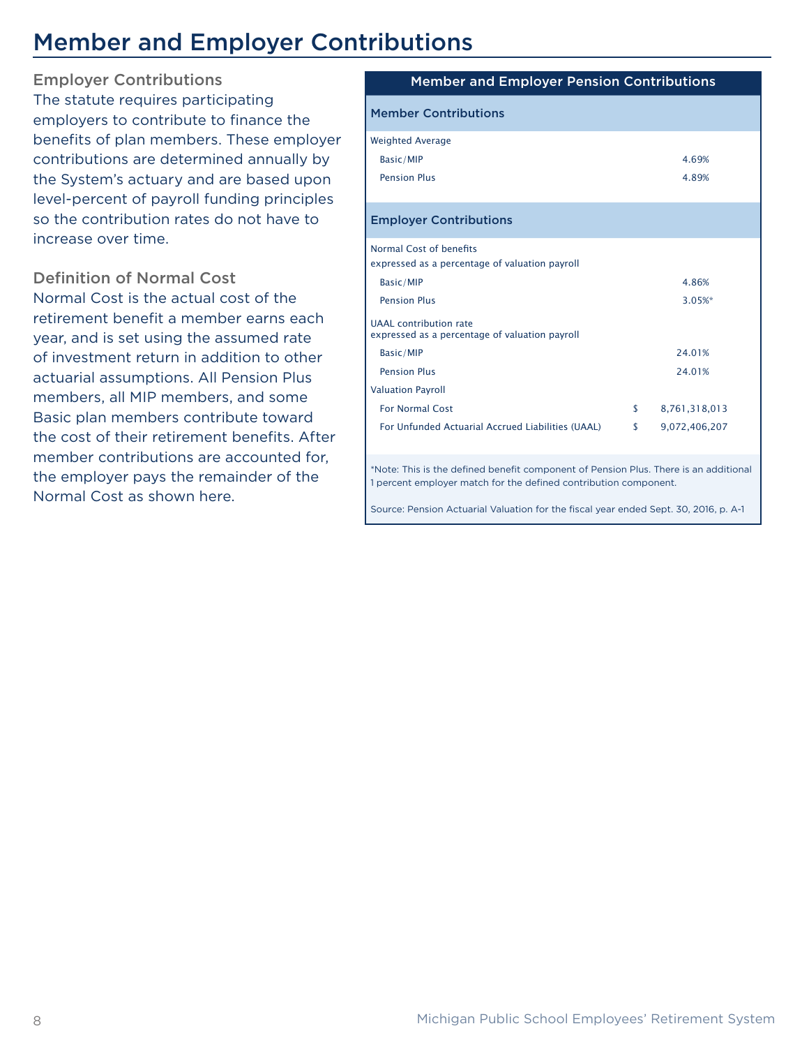# Member and Employer Contributions

### Employer Contributions

The statute requires participating employers to contribute to finance the benefits of plan members. These employer contributions are determined annually by the System's actuary and are based upon level-percent of payroll funding principles so the contribution rates do not have to increase over time.

### Definition of Normal Cost

Normal Cost is the actual cost of the retirement benefit a member earns each year, and is set using the assumed rate of investment return in addition to other actuarial assumptions. All Pension Plus members, all MIP members, and some Basic plan members contribute toward the cost of their retirement benefits. After member contributions are accounted for, the employer pays the remainder of the Normal Cost as shown here.

| Member and Employer Pension Contributions | | |
|---|---|---|
| **Member Contributions** | | |
| Weighted Average | | |
| Basic/MIP | | 4.69% |
| Pension Plus | | 4.89% |
| **Employer Contributions** | | |
| Normal Cost of benefits expressed as a percentage of valuation payroll | | |
| Basic/MIP | | 4.86% |
| Pension Plus | | 3.05%* |
| UAAL contribution rate expressed as a percentage of valuation payroll | | |
| Basic/MIP | | 24.01% |
| Pension Plus | | 24.01% |
| Valuation Payroll | | |
| For Normal Cost | $ | 8,761,318,013 |
| For Unfunded Actuarial Accrued Liabilities (UAAL) | $ | 9,072,406,207 |

*Note: This is the defined benefit component of Pension Plus. There is an additional 1 percent employer match for the defined contribution component.

Source: Pension Actuarial Valuation for the fiscal year ended Sept. 30, 2016, p. A-1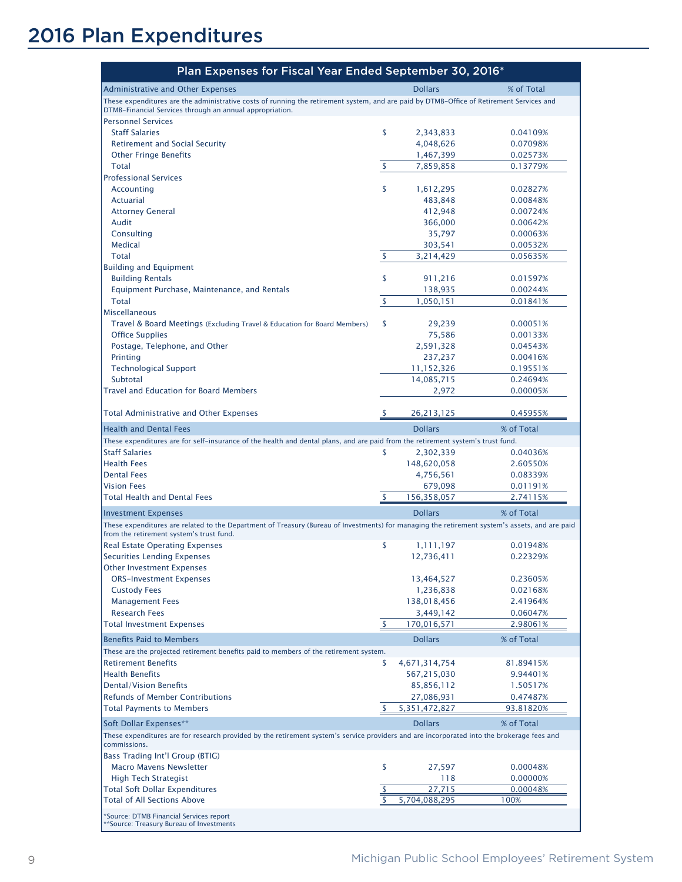# 2016 Plan Expenditures

| Plan Expenses for Fiscal Year Ended September 30, 2016* | | | |
|---|---|---|---|
| **Administrative and Other Expenses** | | **Dollars** | **% of Total** |
| These expenditures are the administrative costs of running the retirement system, and are paid by DTMB-Office of Retirement Services and DTMB-Financial Services through an annual appropriation. | | | |
| Personnel Services | | | |
| Staff Salaries | $ | 2,343,833 | 0.04109% |
| Retirement and Social Security | | 4,048,626 | 0.07098% |
| Other Fringe Benefits | | 1,467,399 | 0.02573% |
| Total | $ | 7,859,858 | 0.13779% |
| Professional Services | | | |
| Accounting | $ | 1,612,295 | 0.02827% |
| Actuarial | | 483,848 | 0.00848% |
| Attorney General | | 412,948 | 0.00724% |
| Audit | | 366,000 | 0.00642% |
| Consulting | | 35,797 | 0.00063% |
| Medical | | 303,541 | 0.00532% |
| Total | $ | 3,214,429 | 0.05635% |
| Building and Equipment | | | |
| Building Rentals | $ | 911,216 | 0.01597% |
| Equipment Purchase, Maintenance, and Rentals | | 138,935 | 0.00244% |
| Total | $ | 1,050,151 | 0.01841% |
| Miscellaneous | | | |
| Travel & Board Meetings (Excluding Travel & Education for Board Members) | $ | 29,239 | 0.00051% |
| Office Supplies | | 75,586 | 0.00133% |
| Postage, Telephone, and Other | | 2,591,328 | 0.04543% |
| Printing | | 237,237 | 0.00416% |
| Technological Support | | 11,152,326 | 0.19551% |
| Subtotal | | 14,085,715 | 0.24694% |
| Travel and Education for Board Members | | 2,972 | 0.00005% |
| Total Administrative and Other Expenses | $ | 26,213,125 | 0.45955% |
| **Health and Dental Fees** | | **Dollars** | **% of Total** |
| These expenditures are for self-insurance of the health and dental plans, and are paid from the retirement system's trust fund. | | | |
| Staff Salaries | $ | 2,302,339 | 0.04036% |
| Health Fees | | 148,620,058 | 2.60550% |
| Dental Fees | | 4,756,561 | 0.08339% |
| Vision Fees | | 679,098 | 0.01191% |
| Total Health and Dental Fees | $ | 156,358,057 | 2.74115% |
| **Investment Expenses** | | **Dollars** | **% of Total** |
| These expenditures are related to the Department of Treasury (Bureau of Investments) for managing the retirement system's assets, and are paid from the retirement system's trust fund. | | | |
| Real Estate Operating Expenses | $ | 1,111,197 | 0.01948% |
| Securities Lending Expenses | | 12,736,411 | 0.22329% |
| Other Investment Expenses | | | |
| ORS-Investment Expenses | | 13,464,527 | 0.23605% |
| Custody Fees | | 1,236,838 | 0.02168% |
| Management Fees | | 138,018,456 | 2.41964% |
| Research Fees | | 3,449,142 | 0.06047% |
| Total Investment Expenses | $ | 170,016,571 | 2.98061% |
| **Benefits Paid to Members** | | **Dollars** | **% of Total** |
| These are the projected retirement benefits paid to members of the retirement system. | | | |
| Retirement Benefits | $ | 4,671,314,754 | 81.89415% |
| Health Benefits | | 567,215,030 | 9.94401% |
| Dental/Vision Benefits | | 85,856,112 | 1.50517% |
| Refunds of Member Contributions | | 27,086,931 | 0.47487% |
| Total Payments to Members | $ | 5,351,472,827 | 93.81820% |
| **Soft Dollar Expenses**** | | **Dollars** | **% of Total** |
| These expenditures are for research provided by the retirement system's service providers and are incorporated into the brokerage fees and commissions. | | | |
| Bass Trading Int'l Group (BTIG) | | | |
| Macro Mavens Newsletter | $ | 27,597 | 0.00048% |
| High Tech Strategist | | 118 | 0.00000% |
| Total Soft Dollar Expenditures | $ | 27,715 | 0.00048% |
| Total of All Sections Above | $ | 5,704,088,295 | 100% |

*Source: DTMB Financial Services report
**Source: Treasury Bureau of Investments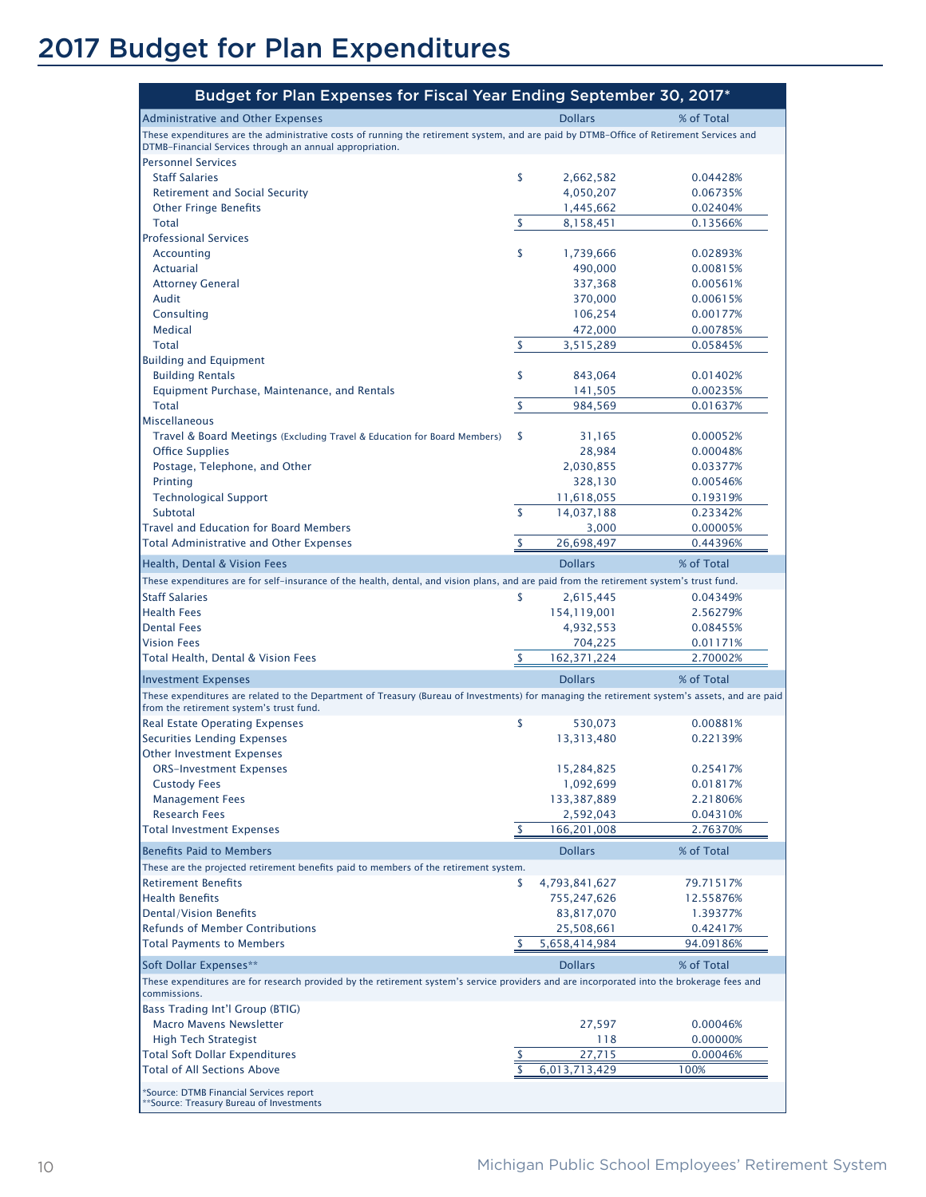# 2017 Budget for Plan Expenditures

| Budget for Plan Expenses for Fiscal Year Ending September 30, 2017* | | | |
|---|---|---|---|
| **Administrative and Other Expenses** | | **Dollars** | **% of Total** |
| These expenditures are the administrative costs of running the retirement system, and are paid by DTMB-Office of Retirement Services and DTMB-Financial Services through an annual appropriation. | | | |
| Personnel Services | | | |
| Staff Salaries | $ | 2,662,582 | 0.04428% |
| Retirement and Social Security | | 4,050,207 | 0.06735% |
| Other Fringe Benefits | | 1,445,662 | 0.02404% |
| Total | $ | 8,158,451 | 0.13566% |
| Professional Services | | | |
| Accounting | $ | 1,739,666 | 0.02893% |
| Actuarial | | 490,000 | 0.00815% |
| Attorney General | | 337,368 | 0.00561% |
| Audit | | 370,000 | 0.00615% |
| Consulting | | 106,254 | 0.00177% |
| Medical | | 472,000 | 0.00785% |
| Total | $ | 3,515,289 | 0.05845% |
| Building and Equipment | | | |
| Building Rentals | $ | 843,064 | 0.01402% |
| Equipment Purchase, Maintenance, and Rentals | | 141,505 | 0.00235% |
| Total | $ | 984,569 | 0.01637% |
| Miscellaneous | | | |
| Travel & Board Meetings (Excluding Travel & Education for Board Members) | $ | 31,165 | 0.00052% |
| Office Supplies | | 28,984 | 0.00048% |
| Postage, Telephone, and Other | | 2,030,855 | 0.03377% |
| Printing | | 328,130 | 0.00546% |
| Technological Support | | 11,618,055 | 0.19319% |
| Subtotal | $ | 14,037,188 | 0.23342% |
| Travel and Education for Board Members | | 3,000 | 0.00005% |
| Total Administrative and Other Expenses | $ | 26,698,497 | 0.44396% |
| **Health, Dental & Vision Fees** | | **Dollars** | **% of Total** |
| These expenditures are for self-insurance of the health, dental, and vision plans, and are paid from the retirement system's trust fund. | | | |
| Staff Salaries | $ | 2,615,445 | 0.04349% |
| Health Fees | | 154,119,001 | 2.56279% |
| Dental Fees | | 4,932,553 | 0.08455% |
| Vision Fees | | 704,225 | 0.01171% |
| Total Health, Dental & Vision Fees | $ | 162,371,224 | 2.70002% |
| **Investment Expenses** | | **Dollars** | **% of Total** |
| These expenditures are related to the Department of Treasury (Bureau of Investments) for managing the retirement system's assets, and are paid from the retirement system's trust fund. | | | |
| Real Estate Operating Expenses | $ | 530,073 | 0.00881% |
| Securities Lending Expenses | | 13,313,480 | 0.22139% |
| Other Investment Expenses | | | |
| ORS-Investment Expenses | | 15,284,825 | 0.25417% |
| Custody Fees | | 1,092,699 | 0.01817% |
| Management Fees | | 133,387,889 | 2.21806% |
| Research Fees | | 2,592,043 | 0.04310% |
| Total Investment Expenses | $ | 166,201,008 | 2.76370% |
| **Benefits Paid to Members** | | **Dollars** | **% of Total** |
| These are the projected retirement benefits paid to members of the retirement system. | | | |
| Retirement Benefits | $ | 4,793,841,627 | 79.71517% |
| Health Benefits | | 755,247,626 | 12.55876% |
| Dental/Vision Benefits | | 83,817,070 | 1.39377% |
| Refunds of Member Contributions | | 25,508,661 | 0.42417% |
| Total Payments to Members | $ | 5,658,414,984 | 94.09186% |
| **Soft Dollar Expenses**** | | **Dollars** | **% of Total** |
| These expenditures are for research provided by the retirement system's service providers and are incorporated into the brokerage fees and commissions. | | | |
| Bass Trading Int'l Group (BTIG) | | | |
| Macro Mavens Newsletter | | 27,597 | 0.00046% |
| High Tech Strategist | | 118 | 0.00000% |
| Total Soft Dollar Expenditures | $ | 27,715 | 0.00046% |
| Total of All Sections Above | $ | 6,013,713,429 | 100% |

*Source: DTMB Financial Services report
**Source: Treasury Bureau of Investments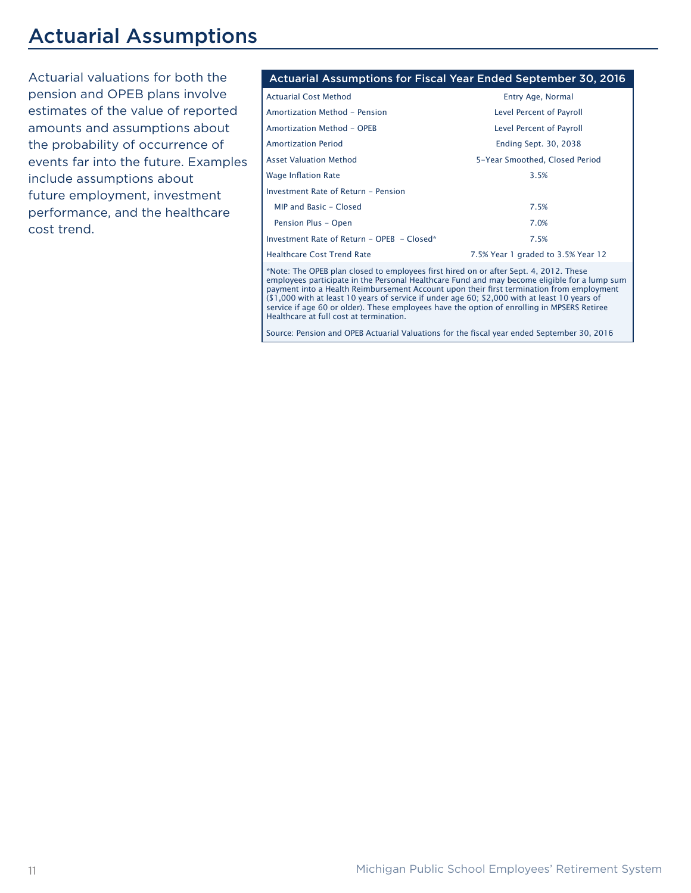# Actuarial Assumptions

Actuarial valuations for both the pension and OPEB plans involve estimates of the value of reported amounts and assumptions about the probability of occurrence of events far into the future. Examples include assumptions about future employment, investment performance, and the healthcare cost trend.

| Actuarial Assumptions for Fiscal Year Ended September 30, 2016 | |
|---|---|
| Actuarial Cost Method | Entry Age, Normal |
| Amortization Method – Pension | Level Percent of Payroll |
| Amortization Method – OPEB | Level Percent of Payroll |
| Amortization Period | Ending Sept. 30, 2038 |
| Asset Valuation Method | 5-Year Smoothed, Closed Period |
| Wage Inflation Rate | 3.5% |
| Investment Rate of Return – Pension | |
| MIP and Basic – Closed | 7.5% |
| Pension Plus – Open | 7.0% |
| Investment Rate of Return – OPEB – Closed* | 7.5% |
| Healthcare Cost Trend Rate | 7.5% Year 1 graded to 3.5% Year 12 |

*Note: The OPEB plan closed to employees first hired on or after Sept. 4, 2012. These employees participate in the Personal Healthcare Fund and may become eligible for a lump sum payment into a Health Reimbursement Account upon their first termination from employment ($1,000 with at least 10 years of service if under age 60; $2,000 with at least 10 years of service if age 60 or older). These employees have the option of enrolling in MPSERS Retiree Healthcare at full cost at termination.

Source: Pension and OPEB Actuarial Valuations for the fiscal year ended September 30, 2016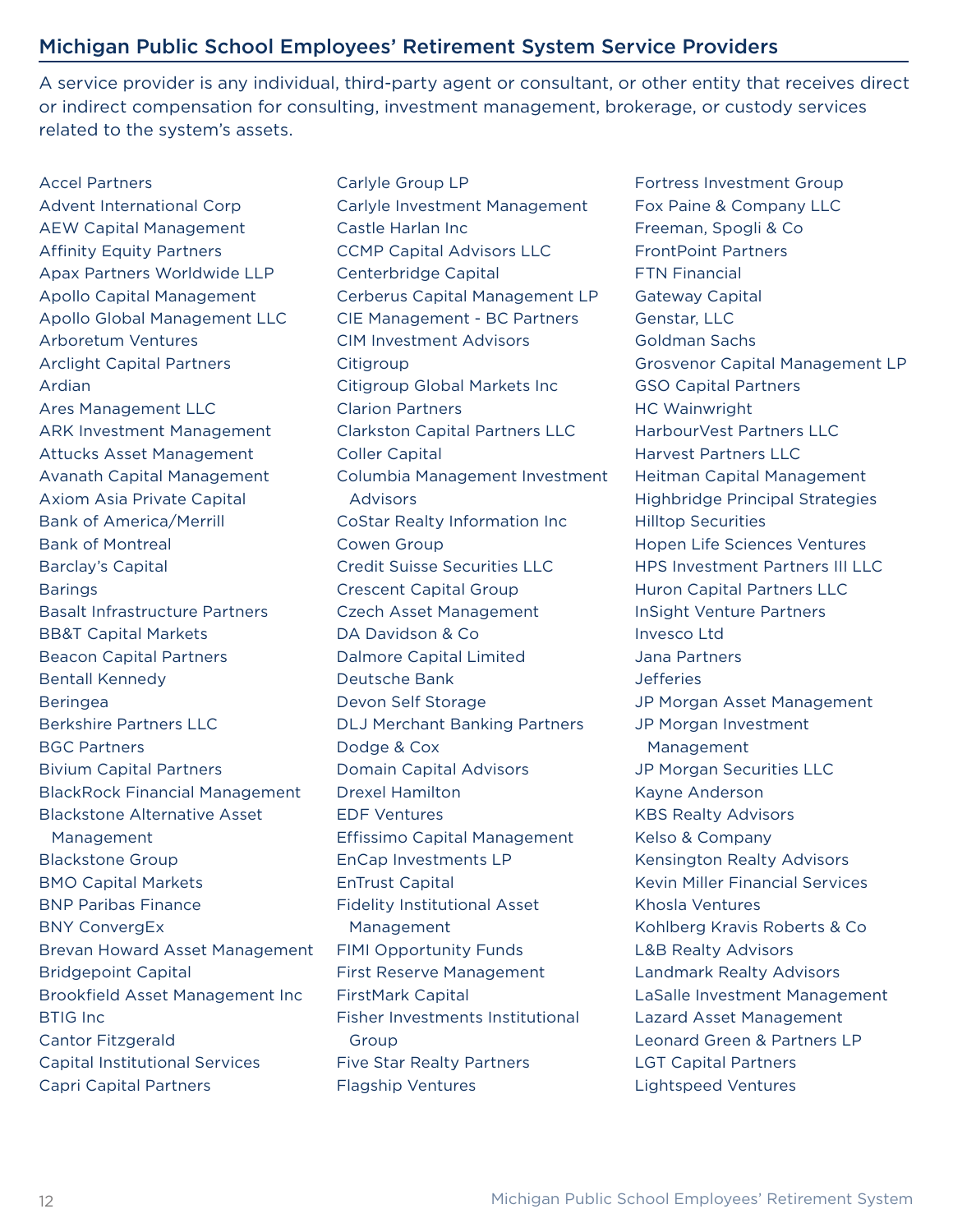## Michigan Public School Employees' Retirement System Service Providers

A service provider is any individual, third-party agent or consultant, or other entity that receives direct or indirect compensation for consulting, investment management, brokerage, or custody services related to the system's assets.

Accel Partners
Advent International Corp
AEW Capital Management
Affinity Equity Partners
Apax Partners Worldwide LLP
Apollo Capital Management
Apollo Global Management LLC
Arboretum Ventures
Arclight Capital Partners
Ardian
Ares Management LLC
ARK Investment Management
Attucks Asset Management
Avanath Capital Management
Axiom Asia Private Capital
Bank of America/Merrill
Bank of Montreal
Barclay's Capital
Barings
Basalt Infrastructure Partners
BB&T Capital Markets
Beacon Capital Partners
Bentall Kennedy
Beringea
Berkshire Partners LLC
BGC Partners
Bivium Capital Partners
BlackRock Financial Management
Blackstone Alternative Asset Management
Blackstone Group
BMO Capital Markets
BNP Paribas Finance
BNY ConvergEx
Brevan Howard Asset Management
Bridgepoint Capital
Brookfield Asset Management Inc
BTIG Inc
Cantor Fitzgerald
Capital Institutional Services
Capri Capital Partners
Carlyle Group LP
Carlyle Investment Management
Castle Harlan Inc
CCMP Capital Advisors LLC
Centerbridge Capital
Cerberus Capital Management LP
CIE Management - BC Partners
CIM Investment Advisors
Citigroup
Citigroup Global Markets Inc
Clarion Partners
Clarkston Capital Partners LLC
Coller Capital
Columbia Management Investment Advisors
CoStar Realty Information Inc
Cowen Group
Credit Suisse Securities LLC
Crescent Capital Group
Czech Asset Management
DA Davidson & Co
Dalmore Capital Limited
Deutsche Bank
Devon Self Storage
DLJ Merchant Banking Partners
Dodge & Cox
Domain Capital Advisors
Drexel Hamilton
EDF Ventures
Effissimo Capital Management
EnCap Investments LP
EnTrust Capital
Fidelity Institutional Asset Management
FIMI Opportunity Funds
First Reserve Management
FirstMark Capital
Fisher Investments Institutional Group
Five Star Realty Partners
Flagship Ventures
Fortress Investment Group
Fox Paine & Company LLC
Freeman, Spogli & Co
FrontPoint Partners
FTN Financial
Gateway Capital
Genstar, LLC
Goldman Sachs
Grosvenor Capital Management LP
GSO Capital Partners
HC Wainwright
HarbourVest Partners LLC
Harvest Partners LLC
Heitman Capital Management
Highbridge Principal Strategies
Hilltop Securities
Hopen Life Sciences Ventures
HPS Investment Partners III LLC
Huron Capital Partners LLC
InSight Venture Partners
Invesco Ltd
Jana Partners
Jefferies
JP Morgan Asset Management
JP Morgan Investment Management
JP Morgan Securities LLC
Kayne Anderson
KBS Realty Advisors
Kelso & Company
Kensington Realty Advisors
Kevin Miller Financial Services
Khosla Ventures
Kohlberg Kravis Roberts & Co
L&B Realty Advisors
Landmark Realty Advisors
LaSalle Investment Management
Lazard Asset Management
Leonard Green & Partners LP
LGT Capital Partners
Lightspeed Ventures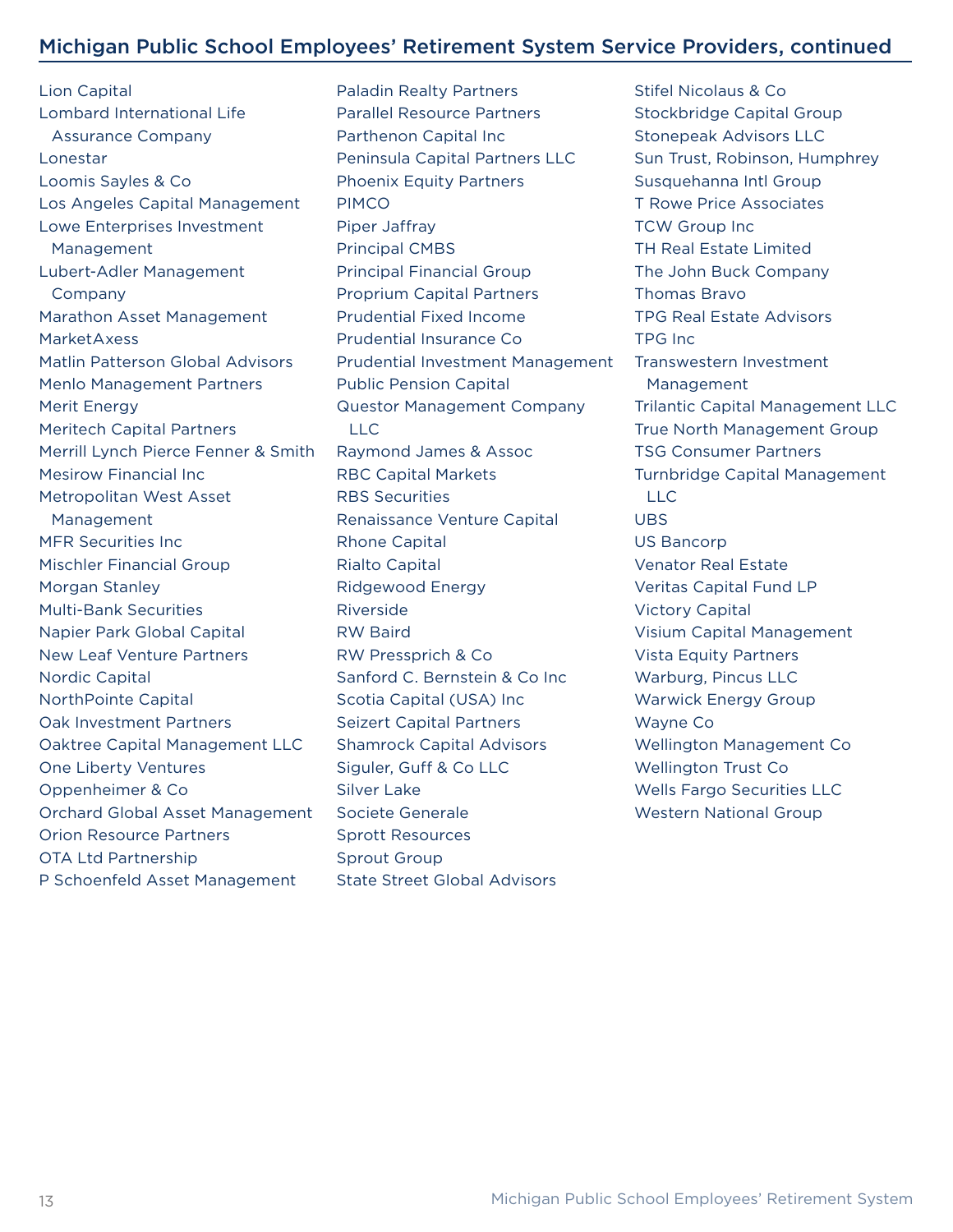## Michigan Public School Employees' Retirement System Service Providers, continued

- Lion Capital
- Lombard International Life Assurance Company
- Lonestar
- Loomis Sayles & Co
- Los Angeles Capital Management
- Lowe Enterprises Investment Management
- Lubert-Adler Management Company
- Marathon Asset Management
- MarketAxess
- Matlin Patterson Global Advisors
- Menlo Management Partners
- Merit Energy
- Meritech Capital Partners
- Merrill Lynch Pierce Fenner & Smith
- Mesirow Financial Inc
- Metropolitan West Asset Management
- MFR Securities Inc
- Mischler Financial Group
- Morgan Stanley
- Multi-Bank Securities
- Napier Park Global Capital
- New Leaf Venture Partners
- Nordic Capital
- NorthPointe Capital
- Oak Investment Partners
- Oaktree Capital Management LLC
- One Liberty Ventures
- Oppenheimer & Co
- Orchard Global Asset Management
- Orion Resource Partners
- OTA Ltd Partnership
- P Schoenfeld Asset Management
- Paladin Realty Partners
- Parallel Resource Partners
- Parthenon Capital Inc
- Peninsula Capital Partners LLC
- Phoenix Equity Partners
- PIMCO
- Piper Jaffray
- Principal CMBS
- Principal Financial Group
- Proprium Capital Partners
- Prudential Fixed Income
- Prudential Insurance Co
- Prudential Investment Management
- Public Pension Capital
- Questor Management Company LLC
- Raymond James & Assoc
- RBC Capital Markets
- RBS Securities
- Renaissance Venture Capital
- Rhone Capital
- Rialto Capital
- Ridgewood Energy
- Riverside
- RW Baird
- RW Pressprich & Co
- Sanford C. Bernstein & Co Inc
- Scotia Capital (USA) Inc
- Seizert Capital Partners
- Shamrock Capital Advisors
- Siguler, Guff & Co LLC
- Silver Lake
- Societe Generale
- Sprott Resources
- Sprout Group
- State Street Global Advisors
- Stifel Nicolaus & Co
- Stockbridge Capital Group
- Stonepeak Advisors LLC
- Sun Trust, Robinson, Humphrey
- Susquehanna Intl Group
- T Rowe Price Associates
- TCW Group Inc
- TH Real Estate Limited
- The John Buck Company
- Thomas Bravo
- TPG Real Estate Advisors
- TPG Inc
- Transwestern Investment Management
- Trilantic Capital Management LLC
- True North Management Group
- TSG Consumer Partners
- Turnbridge Capital Management LLC
- UBS
- US Bancorp
- Venator Real Estate
- Veritas Capital Fund LP
- Victory Capital
- Visium Capital Management
- Vista Equity Partners
- Warburg, Pincus LLC
- Warwick Energy Group
- Wayne Co
- Wellington Management Co
- Wellington Trust Co
- Wells Fargo Securities LLC
- Western National Group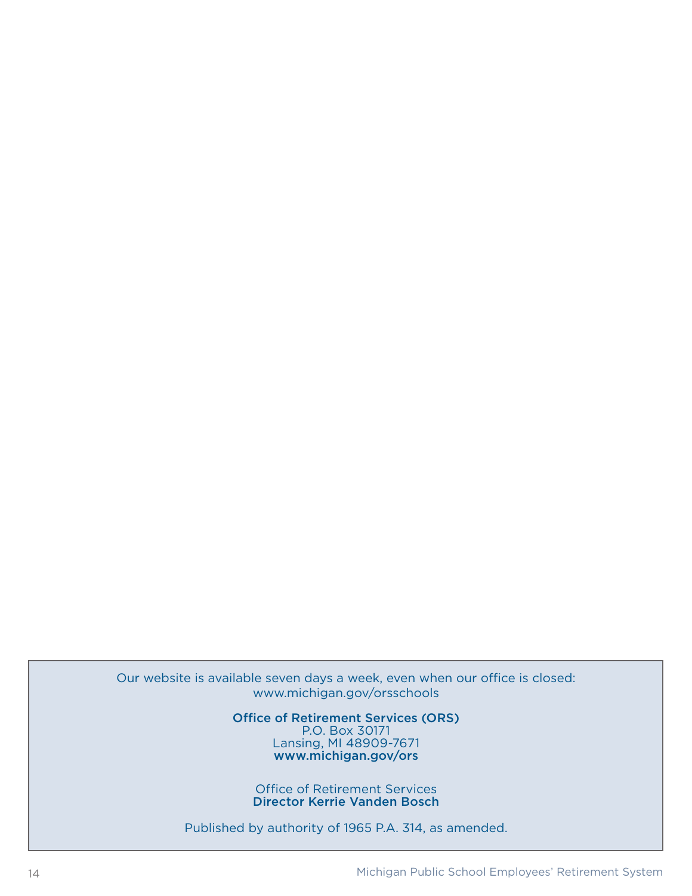Our website is available seven days a week, even when our office is closed:
www.michigan.gov/orsschools

**Office of Retirement Services (ORS)**
P.O. Box 30171
Lansing, MI 48909-7671
**www.michigan.gov/ors**

Office of Retirement Services
**Director Kerrie Vanden Bosch**

Published by authority of 1965 P.A. 314, as amended.